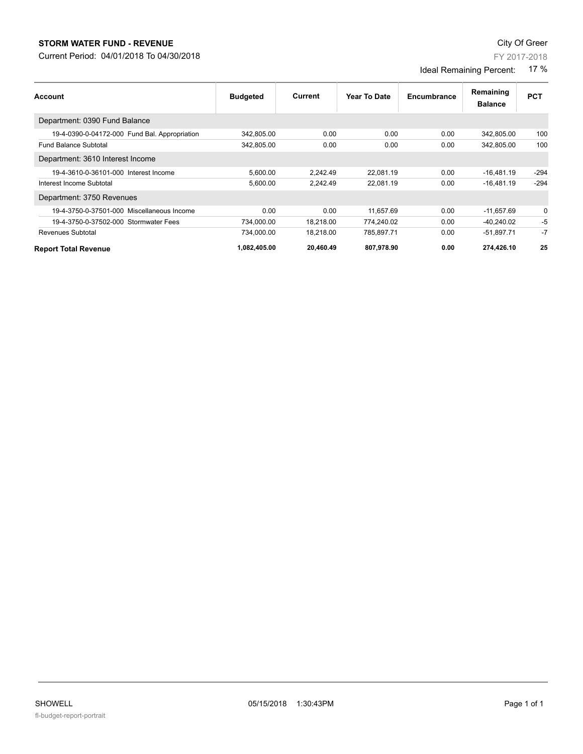**STORM WATER FUND - REVENUE**

Current Period: 04/01/2018 To 04/30/2018

City Of Greer

FY 2017-2018

Ideal Remaining Percent: 17 %

| Account | Budgeted | Current | Year To Date | Encumbrance | Remaining Balance | PCT |
|---|---|---|---|---|---|---|
| Department: 0390 Fund Balance | | | | | | |
| 19-4-0390-0-04172-000 Fund Bal. Appropriation | 342,805.00 | 0.00 | 0.00 | 0.00 | 342,805.00 | 100 |
| Fund Balance Subtotal | 342,805.00 | 0.00 | 0.00 | 0.00 | 342,805.00 | 100 |
| Department: 3610 Interest Income | | | | | | |
| 19-4-3610-0-36101-000 Interest Income | 5,600.00 | 2,242.49 | 22,081.19 | 0.00 | -16,481.19 | -294 |
| Interest Income Subtotal | 5,600.00 | 2,242.49 | 22,081.19 | 0.00 | -16,481.19 | -294 |
| Department: 3750 Revenues | | | | | | |
| 19-4-3750-0-37501-000 Miscellaneous Income | 0.00 | 0.00 | 11,657.69 | 0.00 | -11,657.69 | 0 |
| 19-4-3750-0-37502-000 Stormwater Fees | 734,000.00 | 18,218.00 | 774,240.02 | 0.00 | -40,240.02 | -5 |
| Revenues Subtotal | 734,000.00 | 18,218.00 | 785,897.71 | 0.00 | -51,897.71 | -7 |
| **Report Total Revenue** | **1,082,405.00** | **20,460.49** | **807,978.90** | **0.00** | **274,426.10** | **25** |

SHOWELL 05/15/2018 1:30:43PM

fl-budget-report-portrait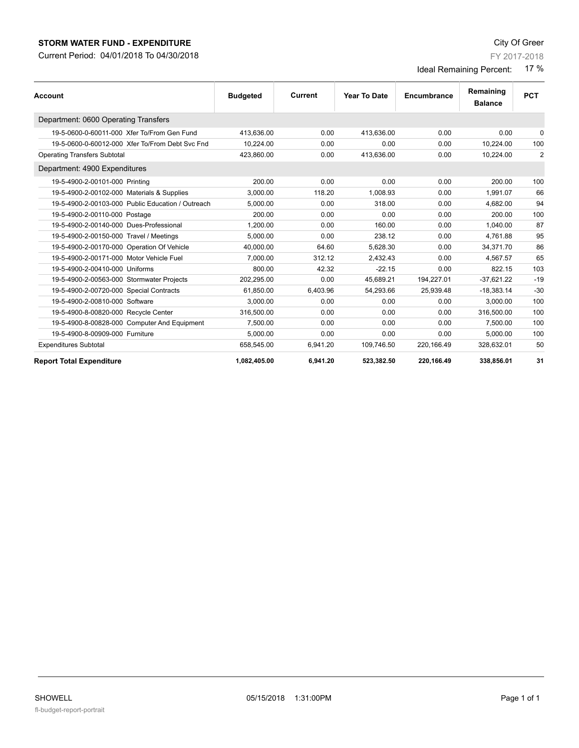**STORM WATER FUND - EXPENDITURE**

Current Period: 04/01/2018 To 04/30/2018

City Of Greer

FY 2017-2018

Ideal Remaining Percent: 17 %

| Account | Budgeted | Current | Year To Date | Encumbrance | Remaining Balance | PCT |
|---|---|---|---|---|---|---|
| Department: 0600 Operating Transfers | | | | | | |
| 19-5-0600-0-60011-000 Xfer To/From Gen Fund | 413,636.00 | 0.00 | 413,636.00 | 0.00 | 0.00 | 0 |
| 19-5-0600-0-60012-000 Xfer To/From Debt Svc Fnd | 10,224.00 | 0.00 | 0.00 | 0.00 | 10,224.00 | 100 |
| Operating Transfers Subtotal | 423,860.00 | 0.00 | 413,636.00 | 0.00 | 10,224.00 | 2 |
| Department: 4900 Expenditures | | | | | | |
| 19-5-4900-2-00101-000 Printing | 200.00 | 0.00 | 0.00 | 0.00 | 200.00 | 100 |
| 19-5-4900-2-00102-000 Materials & Supplies | 3,000.00 | 118.20 | 1,008.93 | 0.00 | 1,991.07 | 66 |
| 19-5-4900-2-00103-000 Public Education / Outreach | 5,000.00 | 0.00 | 318.00 | 0.00 | 4,682.00 | 94 |
| 19-5-4900-2-00110-000 Postage | 200.00 | 0.00 | 0.00 | 0.00 | 200.00 | 100 |
| 19-5-4900-2-00140-000 Dues-Professional | 1,200.00 | 0.00 | 160.00 | 0.00 | 1,040.00 | 87 |
| 19-5-4900-2-00150-000 Travel / Meetings | 5,000.00 | 0.00 | 238.12 | 0.00 | 4,761.88 | 95 |
| 19-5-4900-2-00170-000 Operation Of Vehicle | 40,000.00 | 64.60 | 5,628.30 | 0.00 | 34,371.70 | 86 |
| 19-5-4900-2-00171-000 Motor Vehicle Fuel | 7,000.00 | 312.12 | 2,432.43 | 0.00 | 4,567.57 | 65 |
| 19-5-4900-2-00410-000 Uniforms | 800.00 | 42.32 | -22.15 | 0.00 | 822.15 | 103 |
| 19-5-4900-2-00563-000 Stormwater Projects | 202,295.00 | 0.00 | 45,689.21 | 194,227.01 | -37,621.22 | -19 |
| 19-5-4900-2-00720-000 Special Contracts | 61,850.00 | 6,403.96 | 54,293.66 | 25,939.48 | -18,383.14 | -30 |
| 19-5-4900-2-00810-000 Software | 3,000.00 | 0.00 | 0.00 | 0.00 | 3,000.00 | 100 |
| 19-5-4900-8-00820-000 Recycle Center | 316,500.00 | 0.00 | 0.00 | 0.00 | 316,500.00 | 100 |
| 19-5-4900-8-00828-000 Computer And Equipment | 7,500.00 | 0.00 | 0.00 | 0.00 | 7,500.00 | 100 |
| 19-5-4900-8-00909-000 Furniture | 5,000.00 | 0.00 | 0.00 | 0.00 | 5,000.00 | 100 |
| Expenditures Subtotal | 658,545.00 | 6,941.20 | 109,746.50 | 220,166.49 | 328,632.01 | 50 |
| **Report Total Expenditure** | **1,082,405.00** | **6,941.20** | **523,382.50** | **220,166.49** | **338,856.01** | **31** |

SHOWELL 05/15/2018 1:31:00PM

fl-budget-report-portrait